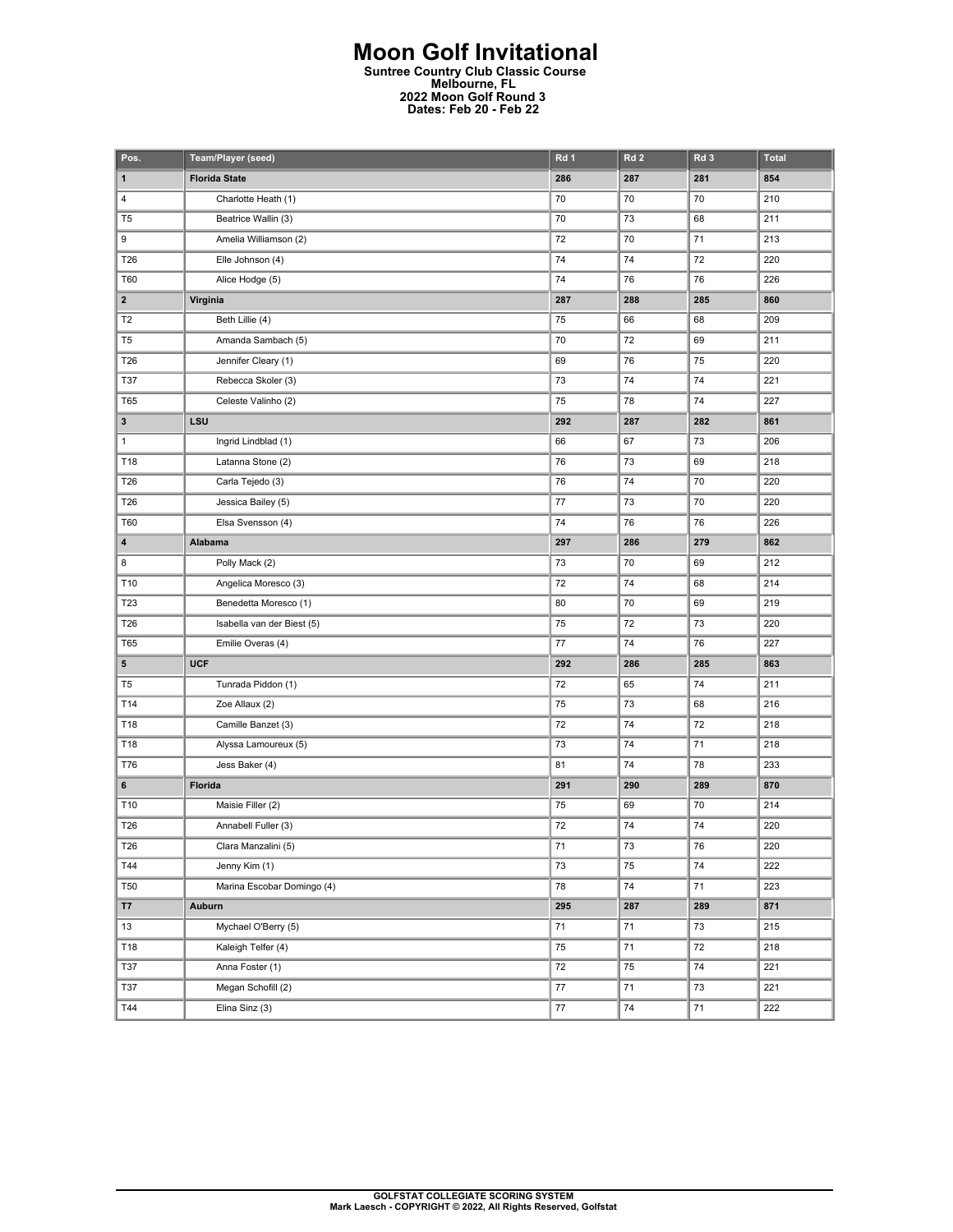# Moon Golf Invitational

**Suntree Country Club Classic Course**
**Melbourne, FL**
**2022 Moon Golf Round 3**
**Dates: Feb 20 - Feb 22**

| Pos. | Team/Player (seed) | Rd 1 | Rd 2 | Rd 3 | Total |
|---|---|---|---|---|---|
| **1** | **Florida State** | **286** | **287** | **281** | **854** |
| 4 | Charlotte Heath (1) | 70 | 70 | 70 | 210 |
| T5 | Beatrice Wallin (3) | 70 | 73 | 68 | 211 |
| 9 | Amelia Williamson (2) | 72 | 70 | 71 | 213 |
| T26 | Elle Johnson (4) | 74 | 74 | 72 | 220 |
| T60 | Alice Hodge (5) | 74 | 76 | 76 | 226 |
| **2** | **Virginia** | **287** | **288** | **285** | **860** |
| T2 | Beth Lillie (4) | 75 | 66 | 68 | 209 |
| T5 | Amanda Sambach (5) | 70 | 72 | 69 | 211 |
| T26 | Jennifer Cleary (1) | 69 | 76 | 75 | 220 |
| T37 | Rebecca Skoler (3) | 73 | 74 | 74 | 221 |
| T65 | Celeste Valinho (2) | 75 | 78 | 74 | 227 |
| **3** | **LSU** | **292** | **287** | **282** | **861** |
| 1 | Ingrid Lindblad (1) | 66 | 67 | 73 | 206 |
| T18 | Latanna Stone (2) | 76 | 73 | 69 | 218 |
| T26 | Carla Tejedo (3) | 76 | 74 | 70 | 220 |
| T26 | Jessica Bailey (5) | 77 | 73 | 70 | 220 |
| T60 | Elsa Svensson (4) | 74 | 76 | 76 | 226 |
| **4** | **Alabama** | **297** | **286** | **279** | **862** |
| 8 | Polly Mack (2) | 73 | 70 | 69 | 212 |
| T10 | Angelica Moresco (3) | 72 | 74 | 68 | 214 |
| T23 | Benedetta Moresco (1) | 80 | 70 | 69 | 219 |
| T26 | Isabella van der Biest (5) | 75 | 72 | 73 | 220 |
| T65 | Emilie Overas (4) | 77 | 74 | 76 | 227 |
| **5** | **UCF** | **292** | **286** | **285** | **863** |
| T5 | Tunrada Piddon (1) | 72 | 65 | 74 | 211 |
| T14 | Zoe Allaux (2) | 75 | 73 | 68 | 216 |
| T18 | Camille Banzet (3) | 72 | 74 | 72 | 218 |
| T18 | Alyssa Lamoureux (5) | 73 | 74 | 71 | 218 |
| T76 | Jess Baker (4) | 81 | 74 | 78 | 233 |
| **6** | **Florida** | **291** | **290** | **289** | **870** |
| T10 | Maisie Filler (2) | 75 | 69 | 70 | 214 |
| T26 | Annabell Fuller (3) | 72 | 74 | 74 | 220 |
| T26 | Clara Manzalini (5) | 71 | 73 | 76 | 220 |
| T44 | Jenny Kim (1) | 73 | 75 | 74 | 222 |
| T50 | Marina Escobar Domingo (4) | 78 | 74 | 71 | 223 |
| **T7** | **Auburn** | **295** | **287** | **289** | **871** |
| 13 | Mychael O'Berry (5) | 71 | 71 | 73 | 215 |
| T18 | Kaleigh Telfer (4) | 75 | 71 | 72 | 218 |
| T37 | Anna Foster (1) | 72 | 75 | 74 | 221 |
| T37 | Megan Schofill (2) | 77 | 71 | 73 | 221 |
| T44 | Elina Sinz (3) | 77 | 74 | 71 | 222 |

**GOLFSTAT COLLEGIATE SCORING SYSTEM**
**Mark Laesch - COPYRIGHT © 2022, All Rights Reserved, Golfstat**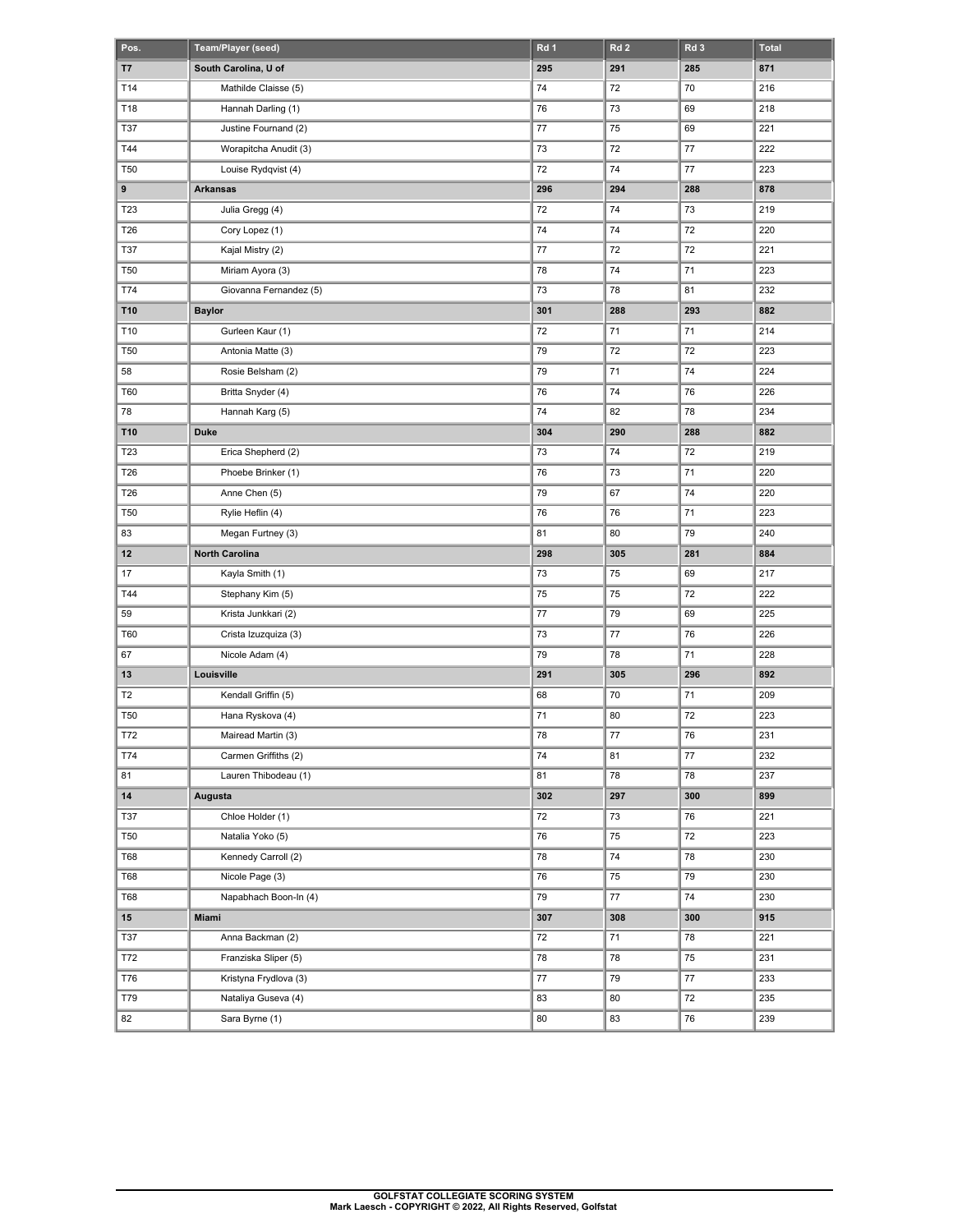| Pos. | Team/Player (seed) | Rd 1 | Rd 2 | Rd 3 | Total |
|---|---|---|---|---|---|
| **T7** | **South Carolina, U of** | **295** | **291** | **285** | **871** |
| T14 | Mathilde Claisse (5) | 74 | 72 | 70 | 216 |
| T18 | Hannah Darling (1) | 76 | 73 | 69 | 218 |
| T37 | Justine Fournand (2) | 77 | 75 | 69 | 221 |
| T44 | Worapitcha Anudit (3) | 73 | 72 | 77 | 222 |
| T50 | Louise Rydqvist (4) | 72 | 74 | 77 | 223 |
| **9** | **Arkansas** | **296** | **294** | **288** | **878** |
| T23 | Julia Gregg (4) | 72 | 74 | 73 | 219 |
| T26 | Cory Lopez (1) | 74 | 74 | 72 | 220 |
| T37 | Kajal Mistry (2) | 77 | 72 | 72 | 221 |
| T50 | Miriam Ayora (3) | 78 | 74 | 71 | 223 |
| T74 | Giovanna Fernandez (5) | 73 | 78 | 81 | 232 |
| **T10** | **Baylor** | **301** | **288** | **293** | **882** |
| T10 | Gurleen Kaur (1) | 72 | 71 | 71 | 214 |
| T50 | Antonia Matte (3) | 79 | 72 | 72 | 223 |
| 58 | Rosie Belsham (2) | 79 | 71 | 74 | 224 |
| T60 | Britta Snyder (4) | 76 | 74 | 76 | 226 |
| 78 | Hannah Karg (5) | 74 | 82 | 78 | 234 |
| **T10** | **Duke** | **304** | **290** | **288** | **882** |
| T23 | Erica Shepherd (2) | 73 | 74 | 72 | 219 |
| T26 | Phoebe Brinker (1) | 76 | 73 | 71 | 220 |
| T26 | Anne Chen (5) | 79 | 67 | 74 | 220 |
| T50 | Rylie Heflin (4) | 76 | 76 | 71 | 223 |
| 83 | Megan Furtney (3) | 81 | 80 | 79 | 240 |
| **12** | **North Carolina** | **298** | **305** | **281** | **884** |
| 17 | Kayla Smith (1) | 73 | 75 | 69 | 217 |
| T44 | Stephany Kim (5) | 75 | 75 | 72 | 222 |
| 59 | Krista Junkkari (2) | 77 | 79 | 69 | 225 |
| T60 | Crista Izuzquiza (3) | 73 | 77 | 76 | 226 |
| 67 | Nicole Adam (4) | 79 | 78 | 71 | 228 |
| **13** | **Louisville** | **291** | **305** | **296** | **892** |
| T2 | Kendall Griffin (5) | 68 | 70 | 71 | 209 |
| T50 | Hana Ryskova (4) | 71 | 80 | 72 | 223 |
| T72 | Mairead Martin (3) | 78 | 77 | 76 | 231 |
| T74 | Carmen Griffiths (2) | 74 | 81 | 77 | 232 |
| 81 | Lauren Thibodeau (1) | 81 | 78 | 78 | 237 |
| **14** | **Augusta** | **302** | **297** | **300** | **899** |
| T37 | Chloe Holder (1) | 72 | 73 | 76 | 221 |
| T50 | Natalia Yoko (5) | 76 | 75 | 72 | 223 |
| T68 | Kennedy Carroll (2) | 78 | 74 | 78 | 230 |
| T68 | Nicole Page (3) | 76 | 75 | 79 | 230 |
| T68 | Napabhach Boon-In (4) | 79 | 77 | 74 | 230 |
| **15** | **Miami** | **307** | **308** | **300** | **915** |
| T37 | Anna Backman (2) | 72 | 71 | 78 | 221 |
| T72 | Franziska Sliper (5) | 78 | 78 | 75 | 231 |
| T76 | Kristyna Frydlova (3) | 77 | 79 | 77 | 233 |
| T79 | Nataliya Guseva (4) | 83 | 80 | 72 | 235 |
| 82 | Sara Byrne (1) | 80 | 83 | 76 | 239 |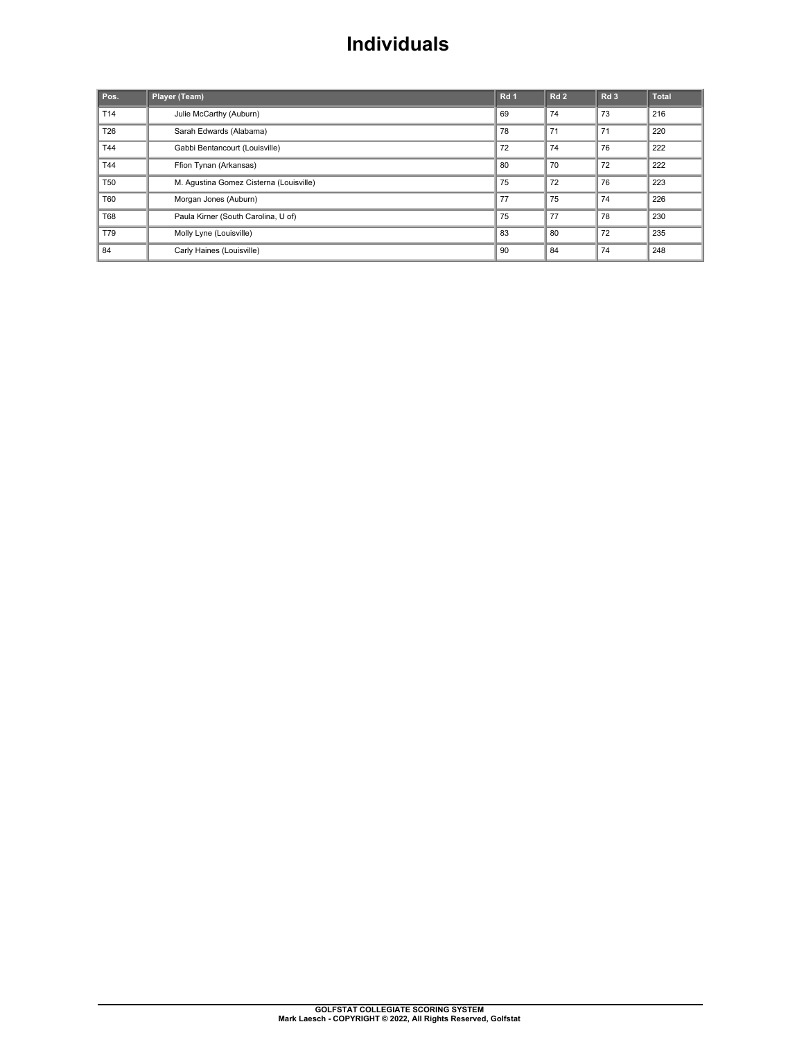# Individuals

| Pos. | Player (Team) | Rd 1 | Rd 2 | Rd 3 | Total |
|---|---|---|---|---|---|
| T14 | Julie McCarthy (Auburn) | 69 | 74 | 73 | 216 |
| T26 | Sarah Edwards (Alabama) | 78 | 71 | 71 | 220 |
| T44 | Gabbi Bentancourt (Louisville) | 72 | 74 | 76 | 222 |
| T44 | Ffion Tynan (Arkansas) | 80 | 70 | 72 | 222 |
| T50 | M. Agustina Gomez Cisterna (Louisville) | 75 | 72 | 76 | 223 |
| T60 | Morgan Jones (Auburn) | 77 | 75 | 74 | 226 |
| T68 | Paula Kirner (South Carolina, U of) | 75 | 77 | 78 | 230 |
| T79 | Molly Lyne (Louisville) | 83 | 80 | 72 | 235 |
| 84 | Carly Haines (Louisville) | 90 | 84 | 74 | 248 |

**GOLFSTAT COLLEGIATE SCORING SYSTEM**
**Mark Laesch - COPYRIGHT © 2022, All Rights Reserved, Golfstat**